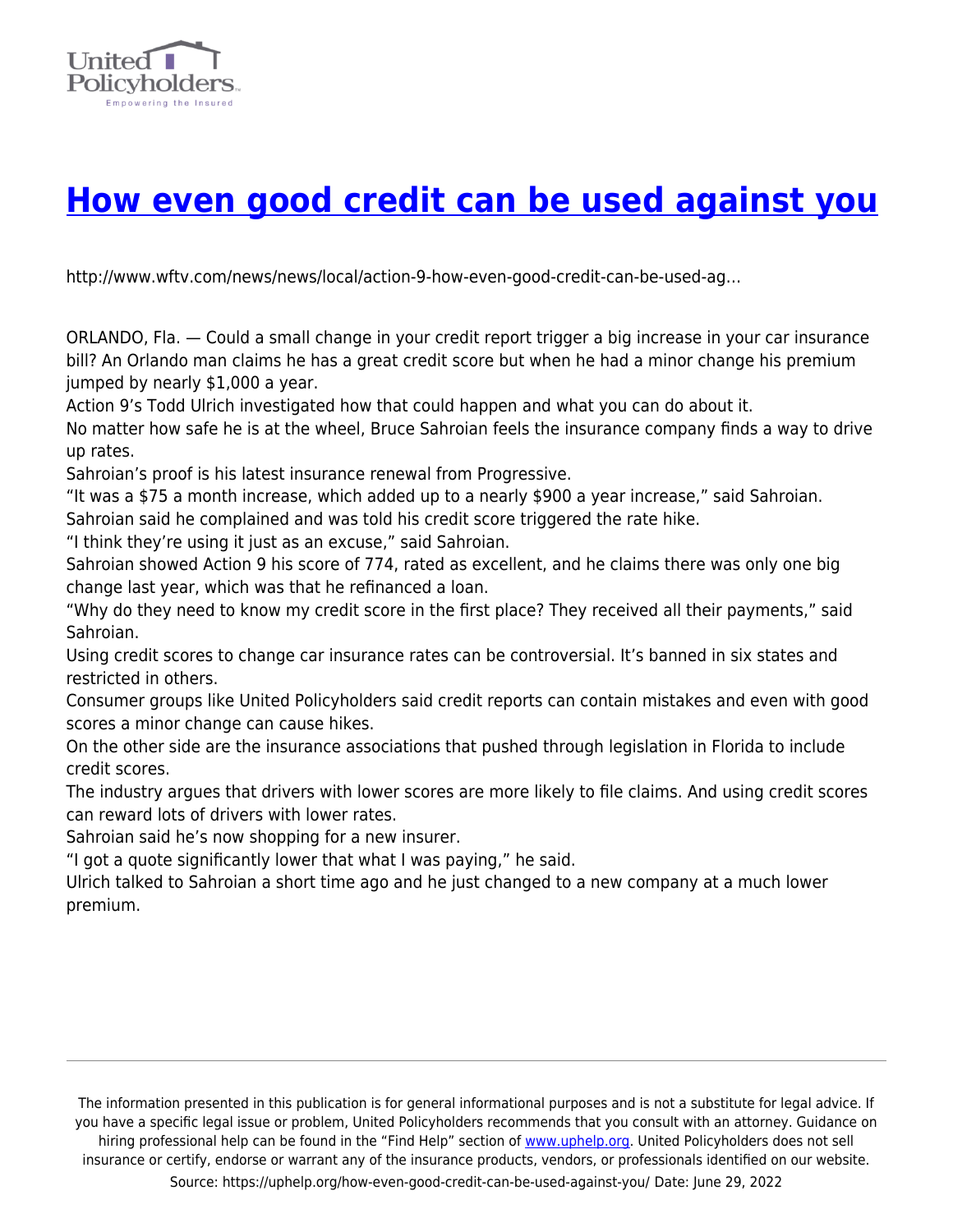# How even good credit can be used against you

http://www.wftv.com/news/news/local/action-9-how-even-good-credit-can-be-used-ag…

ORLANDO, Fla. — Could a small change in your credit report trigger a big increase in your car insurance bill? An Orlando man claims he has a great credit score but when he had a minor change his premium jumped by nearly $1,000 a year.

Action 9's Todd Ulrich investigated how that could happen and what you can do about it.

No matter how safe he is at the wheel, Bruce Sahroian feels the insurance company finds a way to drive up rates.

Sahroian's proof is his latest insurance renewal from Progressive.

"It was a $75 a month increase, which added up to a nearly $900 a year increase," said Sahroian.

Sahroian said he complained and was told his credit score triggered the rate hike.

"I think they're using it just as an excuse," said Sahroian.

Sahroian showed Action 9 his score of 774, rated as excellent, and he claims there was only one big change last year, which was that he refinanced a loan.

"Why do they need to know my credit score in the first place? They received all their payments," said Sahroian.

Using credit scores to change car insurance rates can be controversial. It's banned in six states and restricted in others.

Consumer groups like United Policyholders said credit reports can contain mistakes and even with good scores a minor change can cause hikes.

On the other side are the insurance associations that pushed through legislation in Florida to include credit scores.

The industry argues that drivers with lower scores are more likely to file claims. And using credit scores can reward lots of drivers with lower rates.

Sahroian said he's now shopping for a new insurer.

"I got a quote significantly lower that what I was paying," he said.

Ulrich talked to Sahroian a short time ago and he just changed to a new company at a much lower premium.

---

The information presented in this publication is for general informational purposes and is not a substitute for legal advice. If you have a specific legal issue or problem, United Policyholders recommends that you consult with an attorney. Guidance on hiring professional help can be found in the "Find Help" section of www.uphelp.org. United Policyholders does not sell insurance or certify, endorse or warrant any of the insurance products, vendors, or professionals identified on our website.

Source: https://uphelp.org/how-even-good-credit-can-be-used-against-you/ Date: June 29, 2022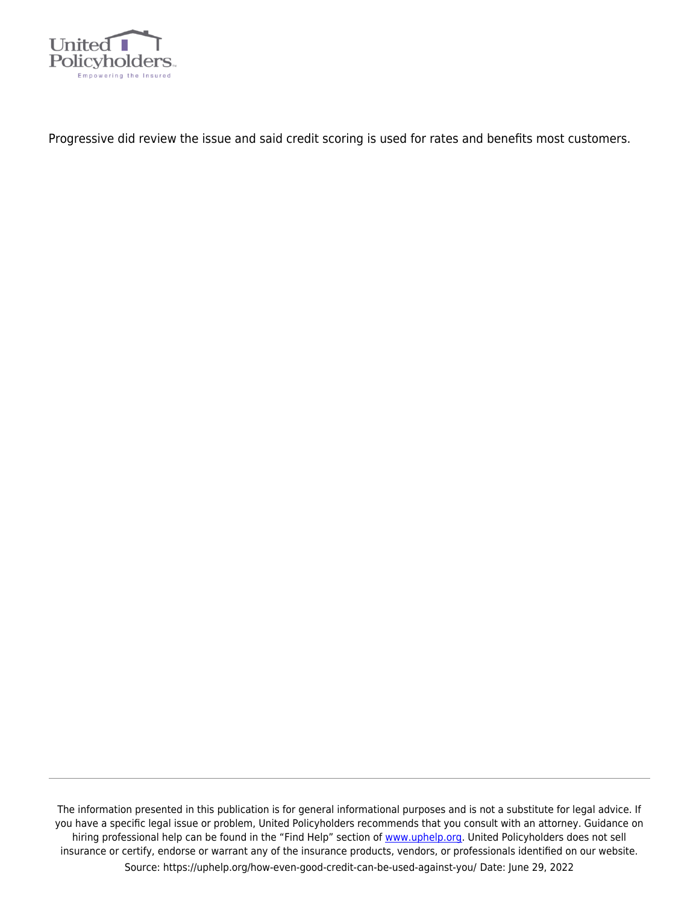Progressive did review the issue and said credit scoring is used for rates and benefits most customers.